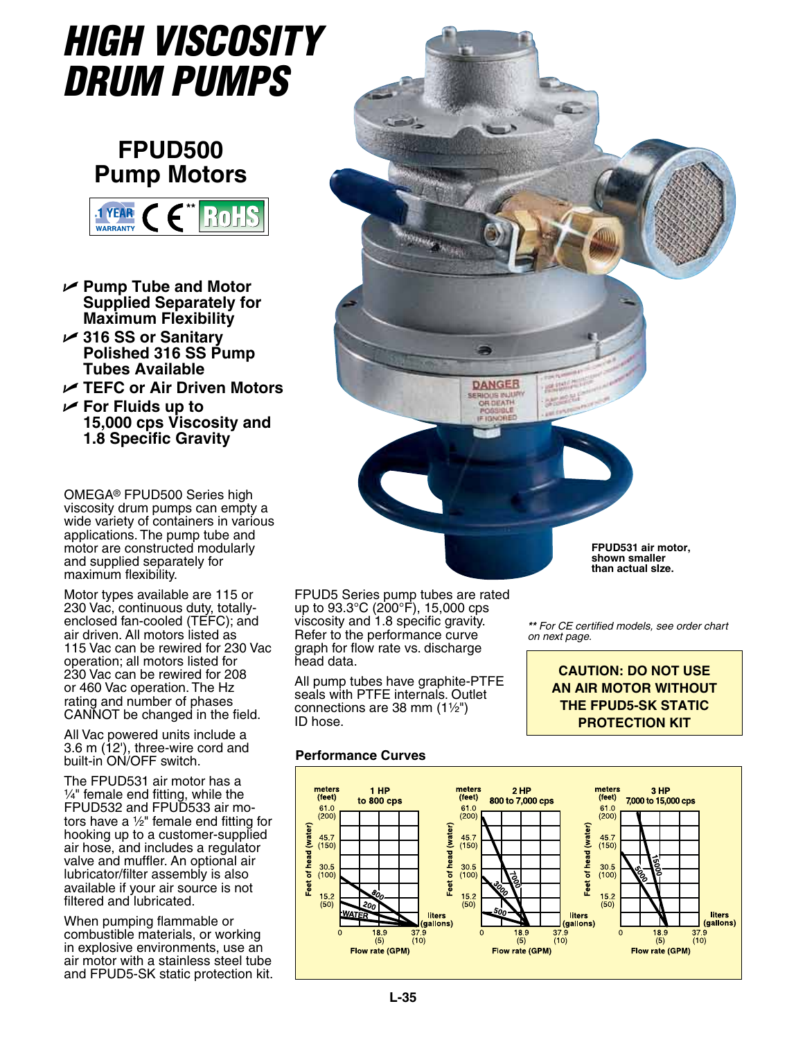# HIGH VISCOSITY DRUM PUMPS

## FPUD500 Pump Motors

1 YEAR WARRANTY CE** RoHS

- Pump Tube and Motor Supplied Separately for Maximum Flexibility
- 316 SS or Sanitary Polished 316 SS Pump Tubes Available
- TEFC or Air Driven Motors
- For Fluids up to 15,000 cps Viscosity and 1.8 Specific Gravity

OMEGA® FPUD500 Series high viscosity drum pumps can empty a wide variety of containers in various applications. The pump tube and motor are constructed modularly and supplied separately for maximum flexibility.

Motor types available are 115 or 230 Vac, continuous duty, totally-enclosed fan-cooled (TEFC); and air driven. All motors listed as 115 Vac can be rewired for 230 Vac operation; all motors listed for 230 Vac can be rewired for 208 or 460 Vac operation. The Hz rating and number of phases CANNOT be changed in the field.

All Vac powered units include a 3.6 m (12'), three-wire cord and built-in ON/OFF switch.

The FPUD531 air motor has a ¼" female end fitting, while the FPUD532 and FPUD533 air motors have a ½" female end fitting for hooking up to a customer-supplied air hose, and includes a regulator valve and muffler. An optional air lubricator/filter assembly is also available if your air source is not filtered and lubricated.

When pumping flammable or combustible materials, or working in explosive environments, use an air motor with a stainless steel tube and FPUD5-SK static protection kit.

FPUD531 air motor, shown smaller than actual size.

FPUD5 Series pump tubes are rated up to 93.3°C (200°F), 15,000 cps viscosity and 1.8 specific gravity. Refer to the performance curve graph for flow rate vs. discharge head data.

All pump tubes have graphite-PTFE seals with PTFE internals. Outlet connections are 38 mm (1½") ID hose.

*\*\* For CE certified models, see order chart on next page.*

**CAUTION: DO NOT USE AN AIR MOTOR WITHOUT THE FPUD5-SK STATIC PROTECTION KIT**

### Performance Curves

**1 HP to 800 cps** — Feet of head (water), meters (feet): 61.0 (200), 45.7 (150), 30.5 (100), 15.2 (50); Flow rate (GPM), liters (gallons): 0, 18.9 (5), 37.9 (10); curves: WATER, 200, 800

**2 HP 800 to 7,000 cps** — Feet of head (water), meters (feet): 61.0 (200), 45.7 (150), 30.5 (100), 15.2 (50); Flow rate (GPM), liters (gallons): 0, 18.9 (5), 37.9 (10); curves: 500, 3000, 7000

**3 HP 7,000 to 15,000 cps** — Feet of head (water), meters (feet): 61.0 (200), 45.7 (150), 30.5 (100), 15.2 (50); Flow rate (GPM), liters (gallons): 0, 18.9 (5), 37.9 (10); curves: 5000, 15000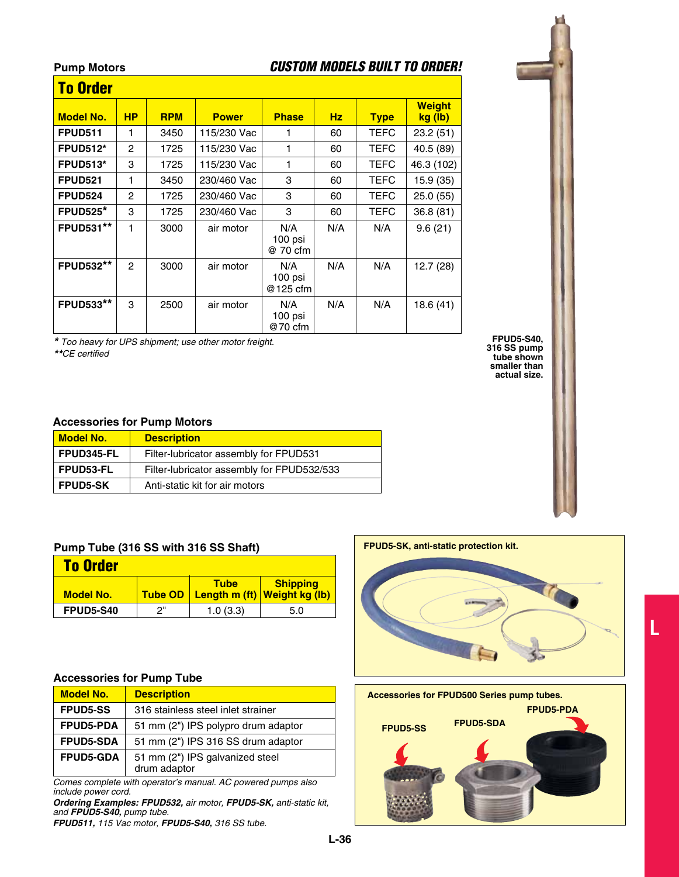## Pump Motors

***CUSTOM MODELS BUILT TO ORDER!***

### To Order

| Model No. | HP | RPM | Power | Phase | Hz | Type | Weight kg (lb) |
|---|---|---|---|---|---|---|---|
| **FPUD511** | 1 | 3450 | 115/230 Vac | 1 | 60 | TEFC | 23.2 (51) |
| **FPUD512*** | 2 | 1725 | 115/230 Vac | 1 | 60 | TEFC | 40.5 (89) |
| **FPUD513*** | 3 | 1725 | 115/230 Vac | 1 | 60 | TEFC | 46.3 (102) |
| **FPUD521** | 1 | 3450 | 230/460 Vac | 3 | 60 | TEFC | 15.9 (35) |
| **FPUD524** | 2 | 1725 | 230/460 Vac | 3 | 60 | TEFC | 25.0 (55) |
| **FPUD525*** | 3 | 1725 | 230/460 Vac | 3 | 60 | TEFC | 36.8 (81) |
| **FPUD531**** | 1 | 3000 | air motor | N/A 100 psi @ 70 cfm | N/A | N/A | 9.6 (21) |
| **FPUD532**** | 2 | 3000 | air motor | N/A 100 psi @125 cfm | N/A | N/A | 12.7 (28) |
| **FPUD533**** | 3 | 2500 | air motor | N/A 100 psi @70 cfm | N/A | N/A | 18.6 (41) |

*\* Too heavy for UPS shipment; use other motor freight.*
*\*\*CE certified*

**FPUD5-S40, 316 SS pump tube shown smaller than actual size.**

### Accessories for Pump Motors

| Model No. | Description |
|---|---|
| **FPUD345-FL** | Filter-lubricator assembly for FPUD531 |
| **FPUD53-FL** | Filter-lubricator assembly for FPUD532/533 |
| **FPUD5-SK** | Anti-static kit for air motors |

## Pump Tube (316 SS with 316 SS Shaft)

### To Order

| Model No. | Tube OD | Tube Length m (ft) | Shipping Weight kg (lb) |
|---|---|---|---|
| **FPUD5-S40** | 2" | 1.0 (3.3) | 5.0 |

**FPUD5-SK, anti-static protection kit.**

### Accessories for Pump Tube

| Model No. | Description |
|---|---|
| **FPUD5-SS** | 316 stainless steel inlet strainer |
| **FPUD5-PDA** | 51 mm (2") IPS polypro drum adaptor |
| **FPUD5-SDA** | 51 mm (2") IPS 316 SS drum adaptor |
| **FPUD5-GDA** | 51 mm (2") IPS galvanized steel drum adaptor |

*Comes complete with operator's manual. AC powered pumps also include power cord.*

***Ordering Examples: FPUD532,** air motor, **FPUD5-SK,** anti-static kit, and **FPUD5-S40,** pump tube.*

***FPUD511,** 115 Vac motor, **FPUD5-S40,** 316 SS tube.*

**Accessories for FPUD500 Series pump tubes.**

FPUD5-SS FPUD5-SDA FPUD5-PDA